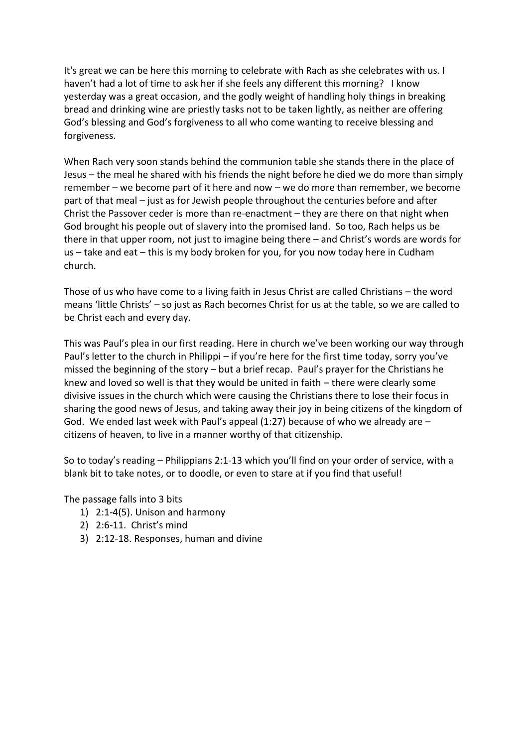It's great we can be here this morning to celebrate with Rach as she celebrates with us. I haven't had a lot of time to ask her if she feels any different this morning? I know yesterday was a great occasion, and the godly weight of handling holy things in breaking bread and drinking wine are priestly tasks not to be taken lightly, as neither are offering God's blessing and God's forgiveness to all who come wanting to receive blessing and forgiveness.

When Rach very soon stands behind the communion table she stands there in the place of Jesus – the meal he shared with his friends the night before he died we do more than simply remember – we become part of it here and now – we do more than remember, we become part of that meal – just as for Jewish people throughout the centuries before and after Christ the Passover ceder is more than re-enactment – they are there on that night when God brought his people out of slavery into the promised land. So too, Rach helps us be there in that upper room, not just to imagine being there – and Christ's words are words for us – take and eat – this is my body broken for you, for you now today here in Cudham church.

Those of us who have come to a living faith in Jesus Christ are called Christians – the word means 'little Christs' – so just as Rach becomes Christ for us at the table, so we are called to be Christ each and every day.

This was Paul's plea in our first reading. Here in church we've been working our way through Paul's letter to the church in Philippi – if you're here for the first time today, sorry you've missed the beginning of the story – but a brief recap. Paul's prayer for the Christians he knew and loved so well is that they would be united in faith – there were clearly some divisive issues in the church which were causing the Christians there to lose their focus in sharing the good news of Jesus, and taking away their joy in being citizens of the kingdom of God. We ended last week with Paul's appeal (1:27) because of who we already are – citizens of heaven, to live in a manner worthy of that citizenship.

So to today's reading – Philippians 2:1-13 which you'll find on your order of service, with a blank bit to take notes, or to doodle, or even to stare at if you find that useful!

The passage falls into 3 bits

1) 2:1-4(5). Unison and harmony
2) 2:6-11. Christ's mind
3) 2:12-18. Responses, human and divine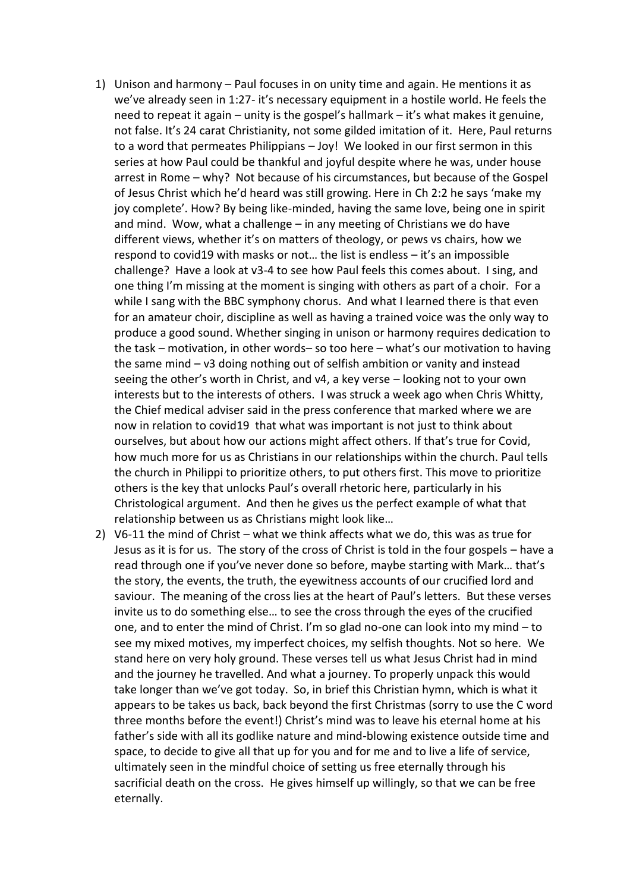1) Unison and harmony – Paul focuses in on unity time and again. He mentions it as we've already seen in 1:27- it's necessary equipment in a hostile world. He feels the need to repeat it again – unity is the gospel's hallmark – it's what makes it genuine, not false. It's 24 carat Christianity, not some gilded imitation of it. Here, Paul returns to a word that permeates Philippians – Joy! We looked in our first sermon in this series at how Paul could be thankful and joyful despite where he was, under house arrest in Rome – why? Not because of his circumstances, but because of the Gospel of Jesus Christ which he'd heard was still growing. Here in Ch 2:2 he says 'make my joy complete'. How? By being like-minded, having the same love, being one in spirit and mind. Wow, what a challenge – in any meeting of Christians we do have different views, whether it's on matters of theology, or pews vs chairs, how we respond to covid19 with masks or not… the list is endless – it's an impossible challenge? Have a look at v3-4 to see how Paul feels this comes about. I sing, and one thing I'm missing at the moment is singing with others as part of a choir. For a while I sang with the BBC symphony chorus. And what I learned there is that even for an amateur choir, discipline as well as having a trained voice was the only way to produce a good sound. Whether singing in unison or harmony requires dedication to the task – motivation, in other words– so too here – what's our motivation to having the same mind – v3 doing nothing out of selfish ambition or vanity and instead seeing the other's worth in Christ, and v4, a key verse – looking not to your own interests but to the interests of others. I was struck a week ago when Chris Whitty, the Chief medical adviser said in the press conference that marked where we are now in relation to covid19 that what was important is not just to think about ourselves, but about how our actions might affect others. If that's true for Covid, how much more for us as Christians in our relationships within the church. Paul tells the church in Philippi to prioritize others, to put others first. This move to prioritize others is the key that unlocks Paul's overall rhetoric here, particularly in his Christological argument. And then he gives us the perfect example of what that relationship between us as Christians might look like…

2) V6-11 the mind of Christ – what we think affects what we do, this was as true for Jesus as it is for us. The story of the cross of Christ is told in the four gospels – have a read through one if you've never done so before, maybe starting with Mark… that's the story, the events, the truth, the eyewitness accounts of our crucified lord and saviour. The meaning of the cross lies at the heart of Paul's letters. But these verses invite us to do something else… to see the cross through the eyes of the crucified one, and to enter the mind of Christ. I'm so glad no-one can look into my mind – to see my mixed motives, my imperfect choices, my selfish thoughts. Not so here. We stand here on very holy ground. These verses tell us what Jesus Christ had in mind and the journey he travelled. And what a journey. To properly unpack this would take longer than we've got today. So, in brief this Christian hymn, which is what it appears to be takes us back, back beyond the first Christmas (sorry to use the C word three months before the event!) Christ's mind was to leave his eternal home at his father's side with all its godlike nature and mind-blowing existence outside time and space, to decide to give all that up for you and for me and to live a life of service, ultimately seen in the mindful choice of setting us free eternally through his sacrificial death on the cross. He gives himself up willingly, so that we can be free eternally.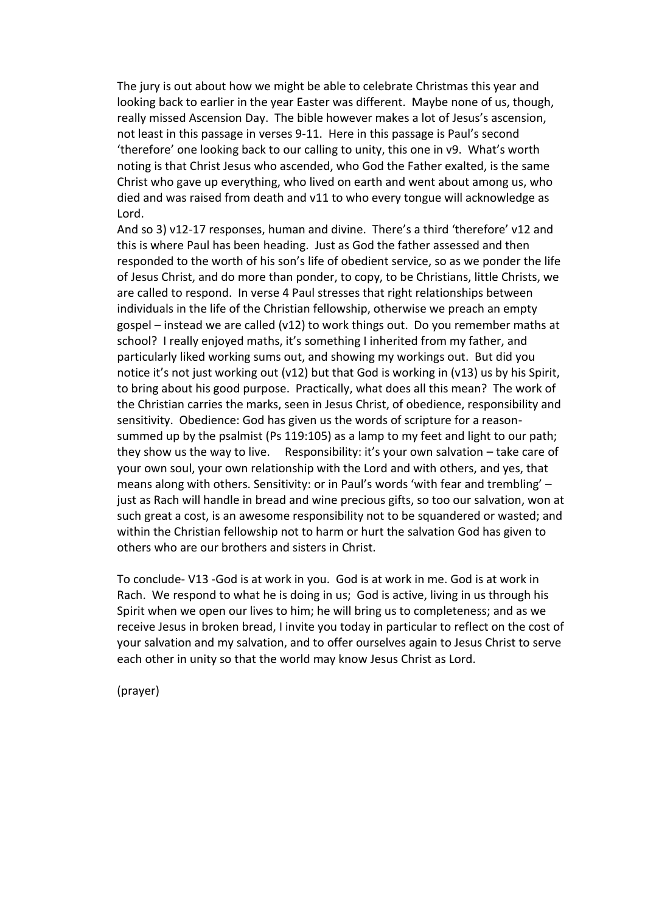The jury is out about how we might be able to celebrate Christmas this year and looking back to earlier in the year Easter was different. Maybe none of us, though, really missed Ascension Day. The bible however makes a lot of Jesus's ascension, not least in this passage in verses 9-11. Here in this passage is Paul's second 'therefore' one looking back to our calling to unity, this one in v9. What's worth noting is that Christ Jesus who ascended, who God the Father exalted, is the same Christ who gave up everything, who lived on earth and went about among us, who died and was raised from death and v11 to who every tongue will acknowledge as Lord.

And so 3) v12-17 responses, human and divine. There's a third 'therefore' v12 and this is where Paul has been heading. Just as God the father assessed and then responded to the worth of his son's life of obedient service, so as we ponder the life of Jesus Christ, and do more than ponder, to copy, to be Christians, little Christs, we are called to respond. In verse 4 Paul stresses that right relationships between individuals in the life of the Christian fellowship, otherwise we preach an empty gospel – instead we are called (v12) to work things out. Do you remember maths at school? I really enjoyed maths, it's something I inherited from my father, and particularly liked working sums out, and showing my workings out. But did you notice it's not just working out (v12) but that God is working in (v13) us by his Spirit, to bring about his good purpose. Practically, what does all this mean? The work of the Christian carries the marks, seen in Jesus Christ, of obedience, responsibility and sensitivity. Obedience: God has given us the words of scripture for a reason- summed up by the psalmist (Ps 119:105) as a lamp to my feet and light to our path; they show us the way to live. Responsibility: it's your own salvation – take care of your own soul, your own relationship with the Lord and with others, and yes, that means along with others. Sensitivity: or in Paul's words 'with fear and trembling' – just as Rach will handle in bread and wine precious gifts, so too our salvation, won at such great a cost, is an awesome responsibility not to be squandered or wasted; and within the Christian fellowship not to harm or hurt the salvation God has given to others who are our brothers and sisters in Christ.

To conclude- V13 -God is at work in you. God is at work in me. God is at work in Rach. We respond to what he is doing in us; God is active, living in us through his Spirit when we open our lives to him; he will bring us to completeness; and as we receive Jesus in broken bread, I invite you today in particular to reflect on the cost of your salvation and my salvation, and to offer ourselves again to Jesus Christ to serve each other in unity so that the world may know Jesus Christ as Lord.

(prayer)